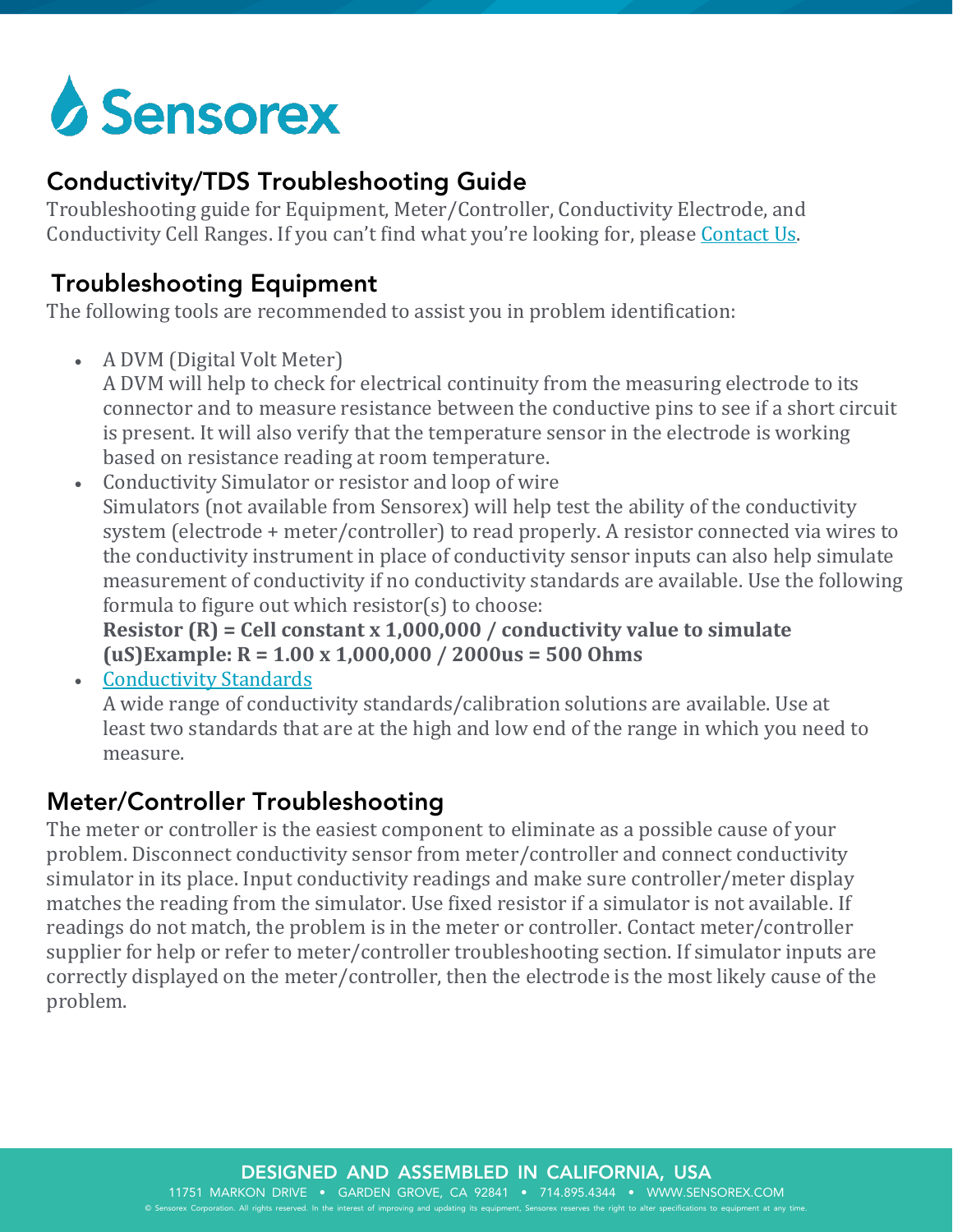# Sensorex

## Conductivity/TDS Troubleshooting Guide

Troubleshooting guide for Equipment, Meter/Controller, Conductivity Electrode, and Conductivity Cell Ranges. If you can't find what you're looking for, please [Contact Us](#).

## Troubleshooting Equipment

The following tools are recommended to assist you in problem identification:

- A DVM (Digital Volt Meter)
  A DVM will help to check for electrical continuity from the measuring electrode to its connector and to measure resistance between the conductive pins to see if a short circuit is present. It will also verify that the temperature sensor in the electrode is working based on resistance reading at room temperature.
- Conductivity Simulator or resistor and loop of wire
  Simulators (not available from Sensorex) will help test the ability of the conductivity system (electrode + meter/controller) to read properly. A resistor connected via wires to the conductivity instrument in place of conductivity sensor inputs can also help simulate measurement of conductivity if no conductivity standards are available. Use the following formula to figure out which resistor(s) to choose:
  **Resistor (R) = Cell constant x 1,000,000 / conductivity value to simulate (uS)Example: R = 1.00 x 1,000,000 / 2000us = 500 Ohms**
- [Conductivity Standards](#)
  A wide range of conductivity standards/calibration solutions are available. Use at least two standards that are at the high and low end of the range in which you need to measure.

## Meter/Controller Troubleshooting

The meter or controller is the easiest component to eliminate as a possible cause of your problem. Disconnect conductivity sensor from meter/controller and connect conductivity simulator in its place. Input conductivity readings and make sure controller/meter display matches the reading from the simulator. Use fixed resistor if a simulator is not available. If readings do not match, the problem is in the meter or controller. Contact meter/controller supplier for help or refer to meter/controller troubleshooting section. If simulator inputs are correctly displayed on the meter/controller, then the electrode is the most likely cause of the problem.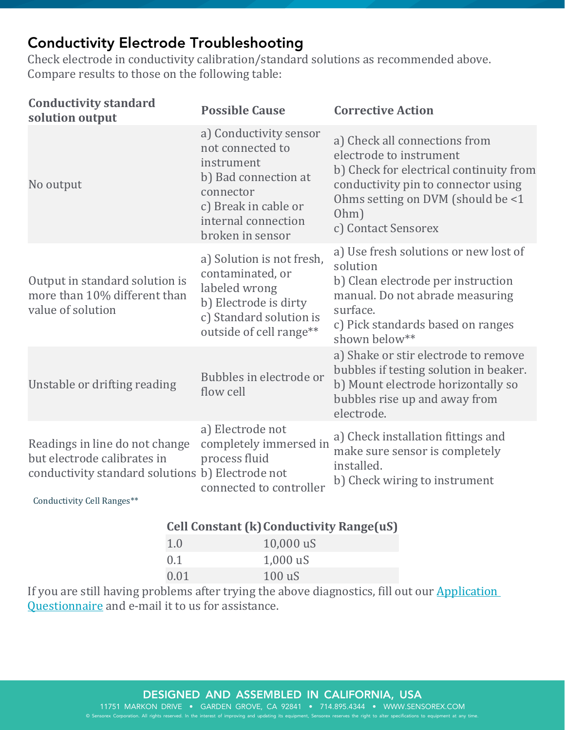## Conductivity Electrode Troubleshooting

Check electrode in conductivity calibration/standard solutions as recommended above. Compare results to those on the following table:

| Conductivity standard solution output | Possible Cause | Corrective Action |
|---|---|---|
| No output | a) Conductivity sensor not connected to instrument<br>b) Bad connection at connector<br>c) Break in cable or internal connection broken in sensor | a) Check all connections from electrode to instrument<br>b) Check for electrical continuity from conductivity pin to connector using Ohms setting on DVM (should be <1 Ohm)<br>c) Contact Sensorex |
| Output in standard solution is more than 10% different than value of solution | a) Solution is not fresh, contaminated, or labeled wrong<br>b) Electrode is dirty<br>c) Standard solution is outside of cell range** | a) Use fresh solutions or new lost of solution<br>b) Clean electrode per instruction manual. Do not abrade measuring surface.<br>c) Pick standards based on ranges shown below** |
| Unstable or drifting reading | Bubbles in electrode or flow cell | a) Shake or stir electrode to remove bubbles if testing solution in beaker.<br>b) Mount electrode horizontally so bubbles rise up and away from electrode. |
| Readings in line do not change but electrode calibrates in conductivity standard solutions | a) Electrode not completely immersed in process fluid<br>b) Electrode not connected to controller | a) Check installation fittings and make sure sensor is completely installed.<br>b) Check wiring to instrument |

Conductivity Cell Ranges**

| Cell Constant (k) | Conductivity Range(uS) |
|---|---|
| 1.0 | 10,000 uS |
| 0.1 | 1,000 uS |
| 0.01 | 100 uS |

If you are still having problems after trying the above diagnostics, fill out our Application Questionnaire and e-mail it to us for assistance.

DESIGNED AND ASSEMBLED IN CALIFORNIA, USA

11751 MARKON DRIVE • GARDEN GROVE, CA 92841 • 714.895.4344 • WWW.SENSOREX.COM

© Sensorex Corporation. All rights reserved. In the interest of improving and updating its equipment, Sensorex reserves the right to alter specifications to equipment at any time.